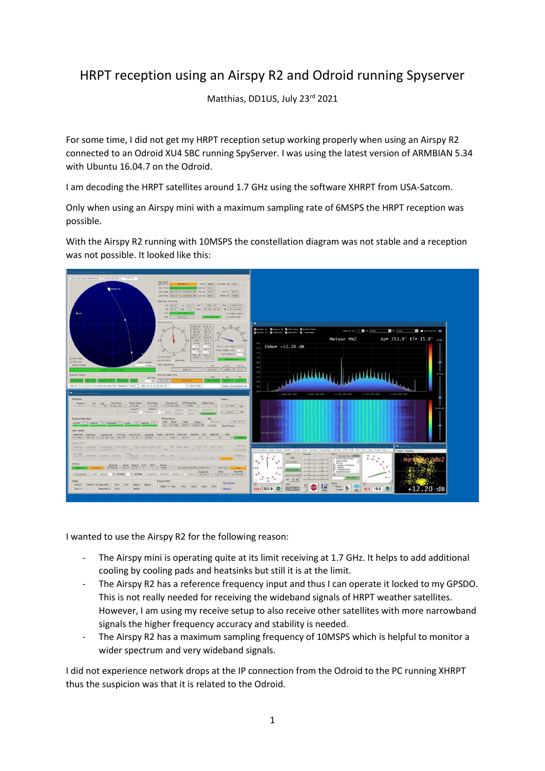# HRPT reception using an Airspy R2 and Odroid running Spyserver

Matthias, DD1US, July 23rd 2021

For some time, I did not get my HRPT reception setup working properly when using an Airspy R2 connected to an Odroid XU4 SBC running SpyServer. I was using the latest version of ARMBIAN 5.34 with Ubuntu 16.04.7 on the Odroid.

I am decoding the HRPT satellites around 1.7 GHz using the software XHRPT from USA-Satcom.

Only when using an Airspy mini with a maximum sampling rate of 6MSPS the HRPT reception was possible.

With the Airspy R2 running with 10MSPS the constellation diagram was not stable and a reception was not possible. It looked like this:

I wanted to use the Airspy R2 for the following reason:

- The Airspy mini is operating quite at its limit receiving at 1.7 GHz. It helps to add additional cooling by cooling pads and heatsinks but still it is at the limit.
- The Airspy R2 has a reference frequency input and thus I can operate it locked to my GPSDO. This is not really needed for receiving the wideband signals of HRPT weather satellites. However, I am using my receive setup to also receive other satellites with more narrowband signals the higher frequency accuracy and stability is needed.
- The Airspy R2 has a maximum sampling frequency of 10MSPS which is helpful to monitor a wider spectrum and very wideband signals.

I did not experience network drops at the IP connection from the Odroid to the PC running XHRPT thus the suspicion was that it is related to the Odroid.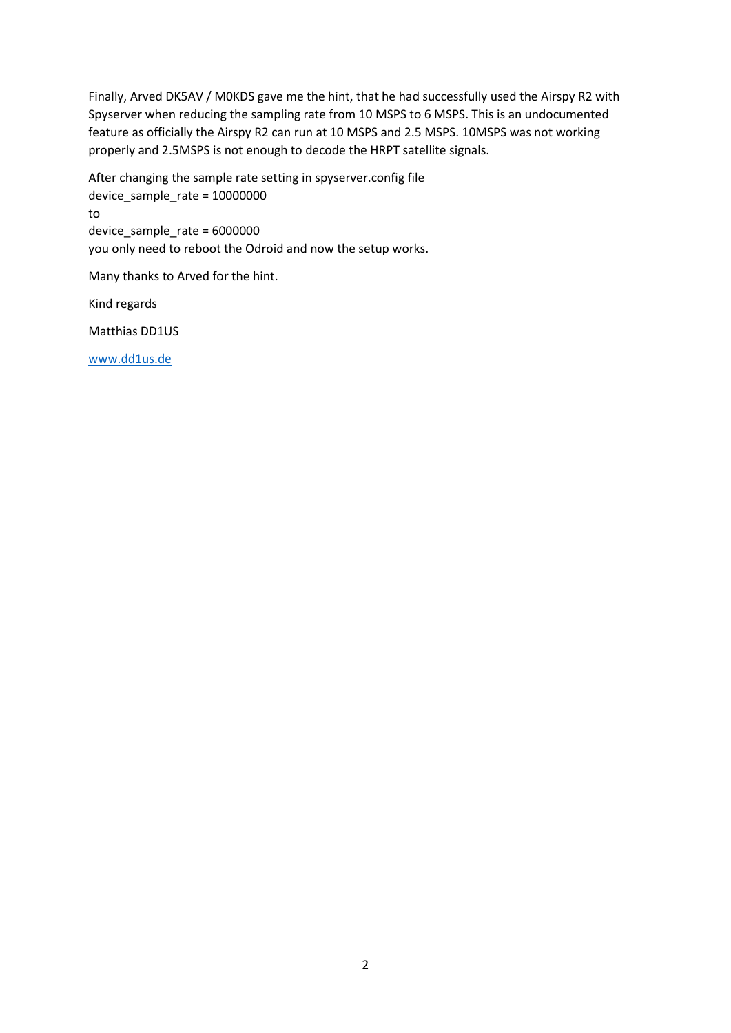Finally, Arved DK5AV / M0KDS gave me the hint, that he had successfully used the Airspy R2 with Spyserver when reducing the sampling rate from 10 MSPS to 6 MSPS. This is an undocumented feature as officially the Airspy R2 can run at 10 MSPS and 2.5 MSPS. 10MSPS was not working properly and 2.5MSPS is not enough to decode the HRPT satellite signals.

After changing the sample rate setting in spyserver.config file
device_sample_rate = 10000000
to
device_sample_rate = 6000000
you only need to reboot the Odroid and now the setup works.

Many thanks to Arved for the hint.

Kind regards

Matthias DD1US

[www.dd1us.de](http://www.dd1us.de)